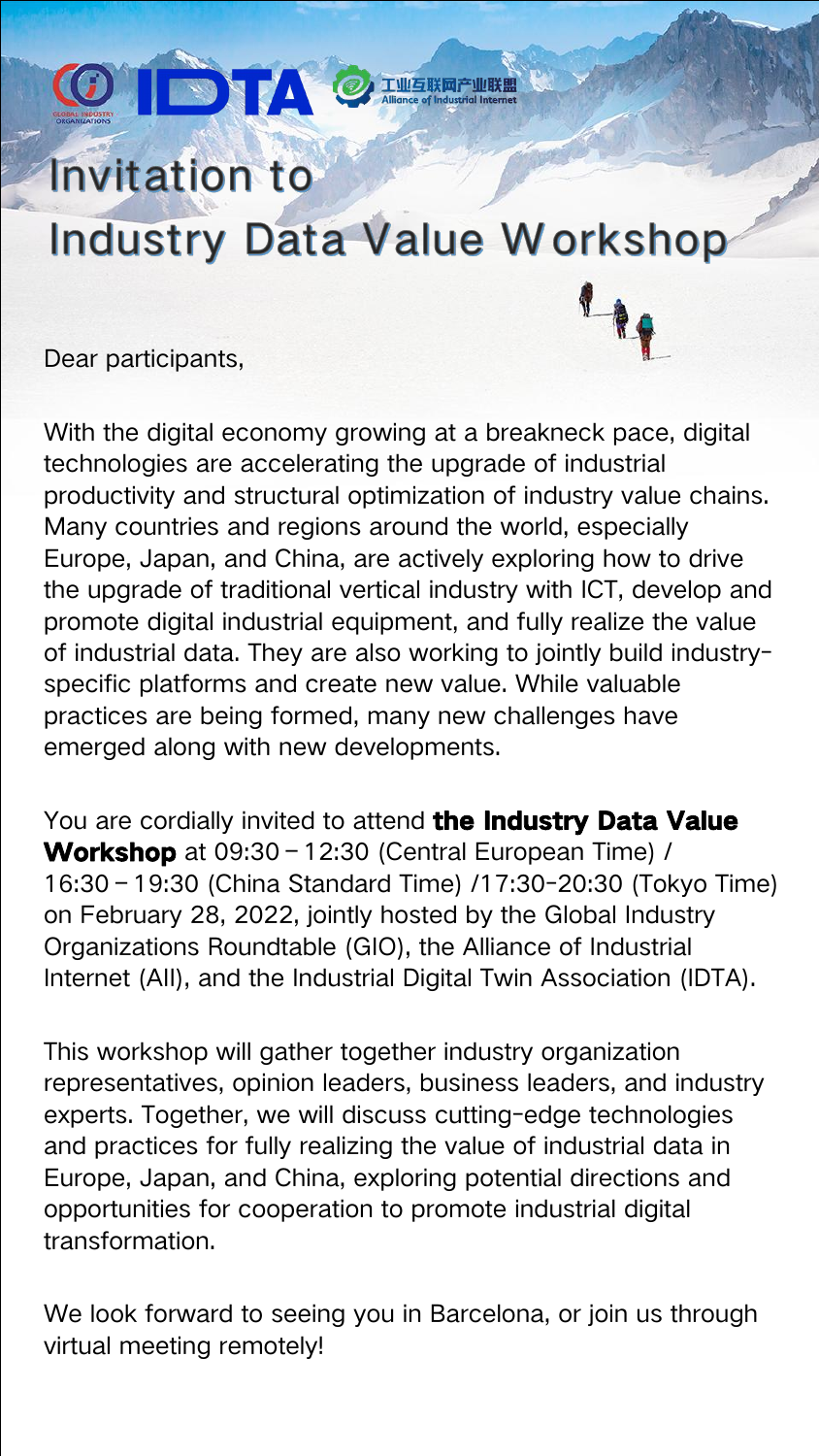# Invitation to Industry Data Value Workshop

Dear participants,

With the digital economy growing at a breakneck pace, digital technologies are accelerating the upgrade of industrial productivity and structural optimization of industry value chains. Many countries and regions around the world, especially Europe, Japan, and China, are actively exploring how to drive the upgrade of traditional vertical industry with ICT, develop and promote digital industrial equipment, and fully realize the value of industrial data. They are also working to jointly build industry-specific platforms and create new value. While valuable practices are being formed, many new challenges have emerged along with new developments.

You are cordially invited to attend **the Industry Data Value Workshop** at 09:30 – 12:30 (Central European Time) / 16:30 – 19:30 (China Standard Time) /17:30-20:30 (Tokyo Time) on February 28, 2022, jointly hosted by the Global Industry Organizations Roundtable (GIO), the Alliance of Industrial Internet (AII), and the Industrial Digital Twin Association (IDTA).

This workshop will gather together industry organization representatives, opinion leaders, business leaders, and industry experts. Together, we will discuss cutting-edge technologies and practices for fully realizing the value of industrial data in Europe, Japan, and China, exploring potential directions and opportunities for cooperation to promote industrial digital transformation.

We look forward to seeing you in Barcelona, or join us through virtual meeting remotely!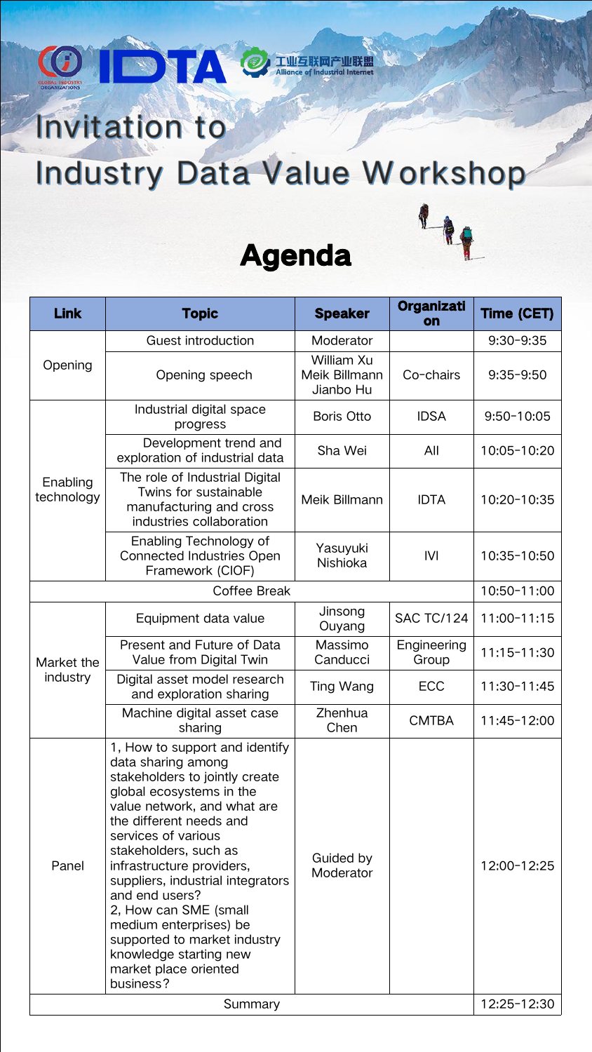# Invitation to Industry Data Value Workshop

## Agenda

| Link | Topic | Speaker | Organization | Time (CET) |
|---|---|---|---|---|
| Opening | Guest introduction | Moderator | | 9:30-9:35 |
| | Opening speech | William Xu<br>Meik Billmann<br>Jianbo Hu | Co-chairs | 9:35-9:50 |
| Enabling technology | Industrial digital space progress | Boris Otto | IDSA | 9:50-10:05 |
| | Development trend and exploration of industrial data | Sha Wei | AII | 10:05-10:20 |
| | The role of Industrial Digital Twins for sustainable manufacturing and cross industries collaboration | Meik Billmann | IDTA | 10:20-10:35 |
| | Enabling Technology of Connected Industries Open Framework (CIOF) | Yasuyuki Nishioka | IVI | 10:35-10:50 |
| Coffee Break | | | | 10:50-11:00 |
| Market the industry | Equipment data value | Jinsong Ouyang | SAC TC/124 | 11:00-11:15 |
| | Present and Future of Data Value from Digital Twin | Massimo Canducci | Engineering Group | 11:15-11:30 |
| | Digital asset model research and exploration sharing | Ting Wang | ECC | 11:30-11:45 |
| | Machine digital asset case sharing | Zhenhua Chen | CMTBA | 11:45-12:00 |
| Panel | 1, How to support and identify data sharing among stakeholders to jointly create global ecosystems in the value network, and what are the different needs and services of various stakeholders, such as infrastructure providers, suppliers, industrial integrators and end users?<br>2, How can SME (small medium enterprises) be supported to market industry knowledge starting new market place oriented business? | Guided by Moderator | | 12:00-12:25 |
| Summary | | | | 12:25-12:30 |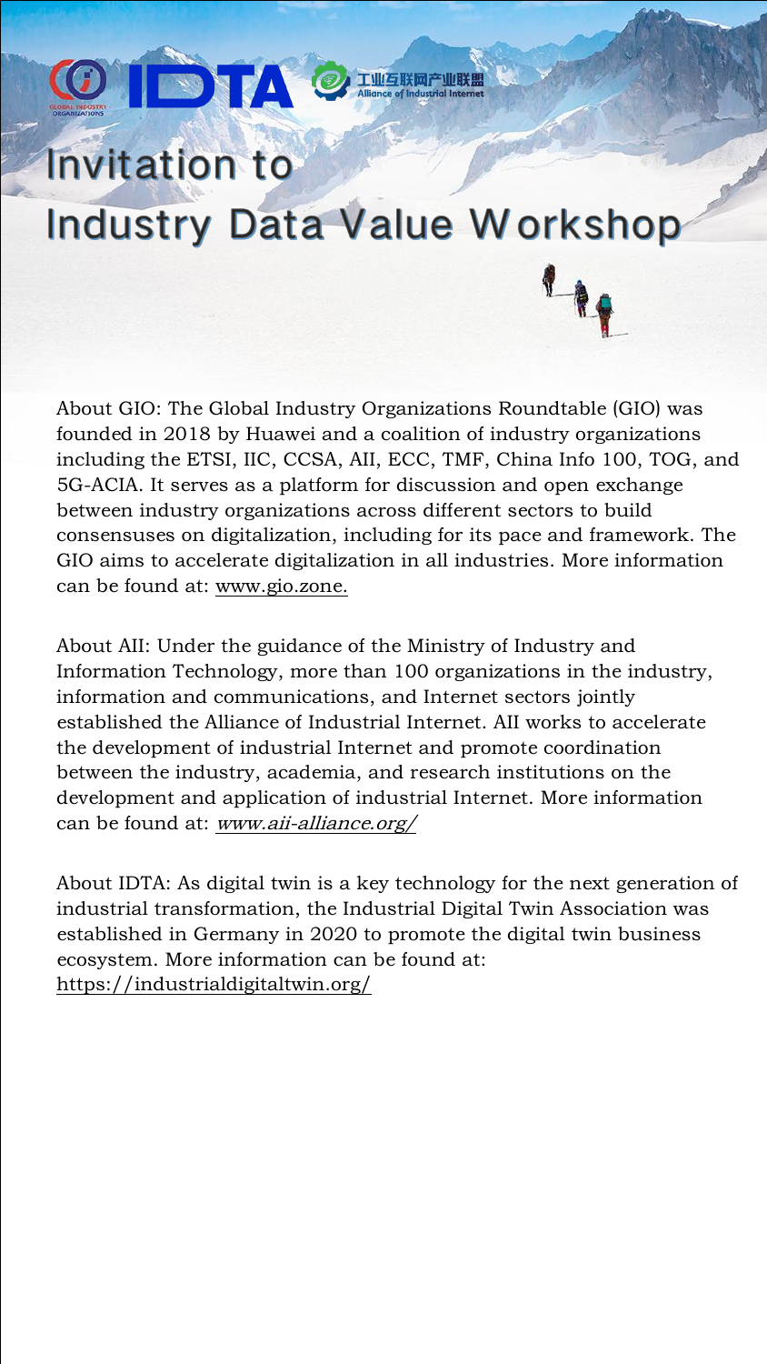# Invitation to Industry Data Value Workshop

About GIO: The Global Industry Organizations Roundtable (GIO) was founded in 2018 by Huawei and a coalition of industry organizations including the ETSI, IIC, CCSA, AII, ECC, TMF, China Info 100, TOG, and 5G-ACIA. It serves as a platform for discussion and open exchange between industry organizations across different sectors to build consensuses on digitalization, including for its pace and framework. The GIO aims to accelerate digitalization in all industries. More information can be found at: www.gio.zone.

About AII: Under the guidance of the Ministry of Industry and Information Technology, more than 100 organizations in the industry, information and communications, and Internet sectors jointly established the Alliance of Industrial Internet. AII works to accelerate the development of industrial Internet and promote coordination between the industry, academia, and research institutions on the development and application of industrial Internet. More information can be found at: *www.aii-alliance.org/*

About IDTA: As digital twin is a key technology for the next generation of industrial transformation, the Industrial Digital Twin Association was established in Germany in 2020 to promote the digital twin business ecosystem. More information can be found at: https://industrialdigitaltwin.org/